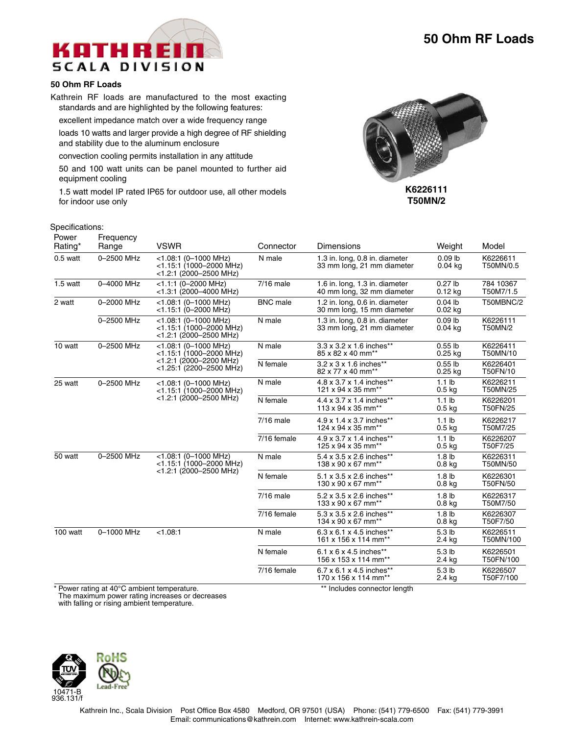# 50 Ohm RF Loads

## 50 Ohm RF Loads

Kathrein RF loads are manufactured to the most exacting standards and are highlighted by the following features:

- excellent impedance match over a wide frequency range
- loads 10 watts and larger provide a high degree of RF shielding and stability due to the aluminum enclosure
- convection cooling permits installation in any attitude
- 50 and 100 watt units can be panel mounted to further aid equipment cooling
- 1.5 watt model IP rated IP65 for outdoor use, all other models for indoor use only

**K6226111**
**T50MN/2**

Specifications:

| Power Rating* | Frequency Range | VSWR | Connector | Dimensions | Weight | Model |
|---|---|---|---|---|---|---|
| 0.5 watt | 0–2500 MHz | <1.08:1 (0–1000 MHz)<br><1.15:1 (1000–2000 MHz)<br><1.2:1 (2000–2500 MHz) | N male | 1.3 in. long, 0.8 in. diameter<br>33 mm long, 21 mm diameter | 0.09 lb<br>0.04 kg | K6226611<br>T50MN/0.5 |
| 1.5 watt | 0–4000 MHz | <1.1:1 (0–2000 MHz)<br><1.3:1 (2000–4000 MHz) | 7/16 male | 1.6 in. long, 1.3 in. diameter<br>40 mm long, 32 mm diameter | 0.27 lb<br>0.12 kg | 784 10367<br>T50M7/1.5 |
| 2 watt | 0–2000 MHz | <1.08:1 (0–1000 MHz)<br><1.15:1 (0–2000 MHz) | BNC male | 1.2 in. long, 0.6 in. diameter<br>30 mm long, 15 mm diameter | 0.04 lb<br>0.02 kg | T50MBNC/2 |
| | 0–2500 MHz | <1.08:1 (0–1000 MHz)<br><1.15:1 (1000–2000 MHz)<br><1.2:1 (2000–2500 MHz) | N male | 1.3 in. long, 0.8 in. diameter<br>33 mm long, 21 mm diameter | 0.09 lb<br>0.04 kg | K6226111<br>T50MN/2 |
| 10 watt | 0–2500 MHz | <1.08:1 (0–1000 MHz)<br><1.15:1 (1000–2000 MHz)<br><1.2:1 (2000–2200 MHz)<br><1.25:1 (2200–2500 MHz) | N male | 3.3 x 3.2 x 1.6 inches**<br>85 x 82 x 40 mm** | 0.55 lb<br>0.25 kg | K6226411<br>T50MN/10 |
| | | | N female | 3.2 x 3 x 1.6 inches**<br>82 x 77 x 40 mm** | 0.55 lb<br>0.25 kg | K6226401<br>T50FN/10 |
| 25 watt | 0–2500 MHz | <1.08:1 (0–1000 MHz)<br><1.15:1 (1000–2000 MHz)<br><1.2:1 (2000–2500 MHz) | N male | 4.8 x 3.7 x 1.4 inches**<br>121 x 94 x 35 mm** | 1.1 lb<br>0.5 kg | K6226211<br>T50MN/25 |
| | | | N female | 4.4 x 3.7 x 1.4 inches**<br>113 x 94 x 35 mm** | 1.1 lb<br>0.5 kg | K6226201<br>T50FN/25 |
| | | | 7/16 male | 4.9 x 1.4 x 3.7 inches**<br>124 x 94 x 35 mm** | 1.1 lb<br>0.5 kg | K6226217<br>T50M7/25 |
| | | | 7/16 female | 4.9 x 3.7 x 1.4 inches**<br>125 x 94 x 35 mm** | 1.1 lb<br>0.5 kg | K6226207<br>T50F7/25 |
| 50 watt | 0–2500 MHz | <1.08:1 (0–1000 MHz)<br><1.15:1 (1000–2000 MHz)<br><1.2:1 (2000–2500 MHz) | N male | 5.4 x 3.5 x 2.6 inches**<br>138 x 90 x 67 mm** | 1.8 lb<br>0.8 kg | K6226311<br>T50MN/50 |
| | | | N female | 5.1 x 3.5 x 2.6 inches**<br>130 x 90 x 67 mm** | 1.8 lb<br>0.8 kg | K6226301<br>T50FN/50 |
| | | | 7/16 male | 5.2 x 3.5 x 2.6 inches**<br>133 x 90 x 67 mm** | 1.8 lb<br>0.8 kg | K6226317<br>T50M7/50 |
| | | | 7/16 female | 5.3 x 3.5 x 2.6 inches**<br>134 x 90 x 67 mm** | 1.8 lb<br>0.8 kg | K6226307<br>T50F7/50 |
| 100 watt | 0–1000 MHz | <1.08:1 | N male | 6.3 x 6.1 x 4.5 inches**<br>161 x 156 x 114 mm** | 5.3 lb<br>2.4 kg | K6226511<br>T50MN/100 |
| | | | N female | 6.1 x 6 x 4.5 inches**<br>156 x 153 x 114 mm** | 5.3 lb<br>2.4 kg | K6226501<br>T50FN/100 |
| | | | 7/16 female | 6.7 x 6.1 x 4.5 inches**<br>170 x 156 x 114 mm** | 5.3 lb<br>2.4 kg | K6226507<br>T50F7/100 |

\* Power rating at 40°C ambient temperature.
The maximum power rating increases or decreases with falling or rising ambient temperature.

** Includes connector length

10471-B
936.131/f

Kathrein Inc., Scala Division Post Office Box 4580 Medford, OR 97501 (USA) Phone: (541) 779-6500 Fax: (541) 779-3991
Email: communications@kathrein.com Internet: www.kathrein-scala.com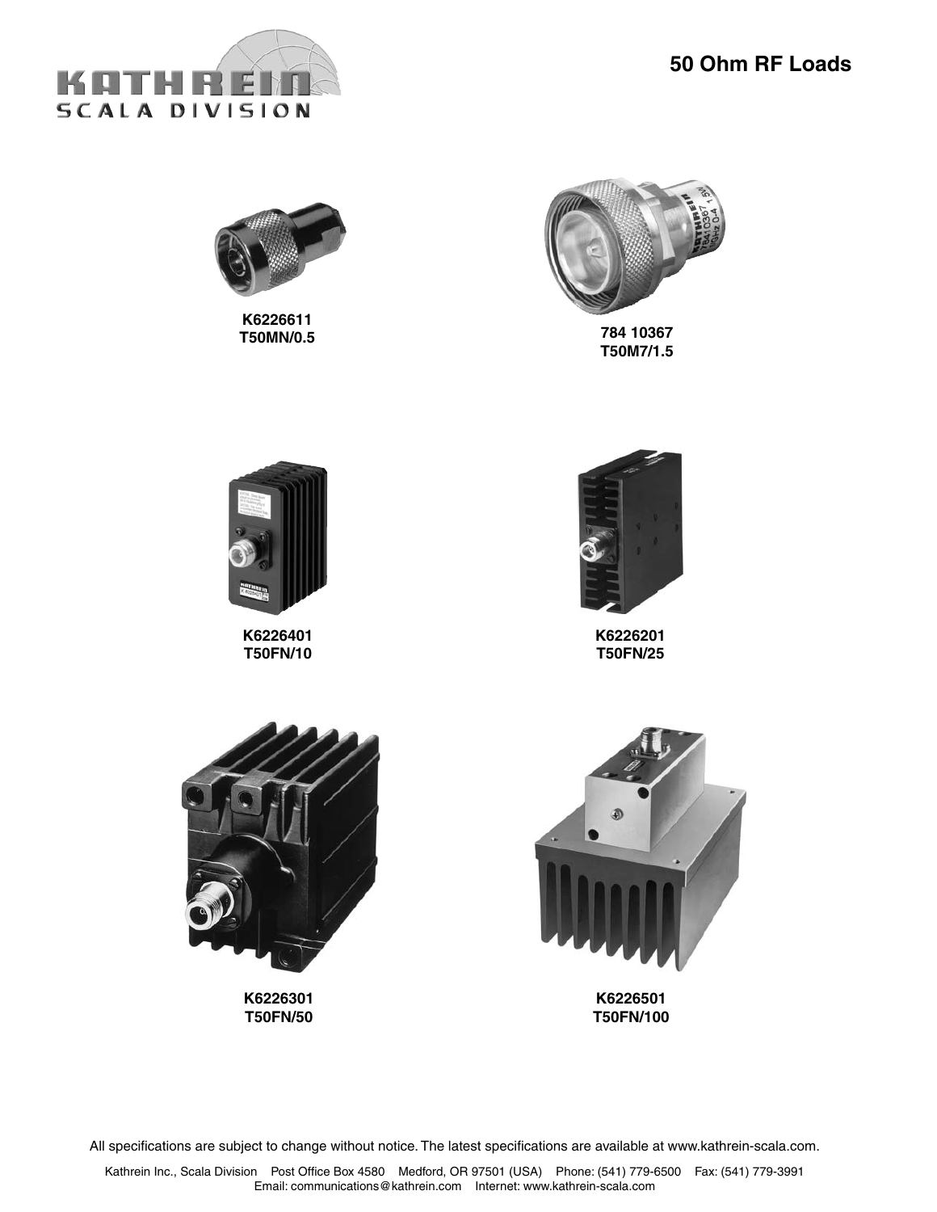# 50 Ohm RF Loads

**K6226611**
**T50MN/0.5**

**784 10367**
**T50M7/1.5**

**K6226401**
**T50FN/10**

**K6226201**
**T50FN/25**

**K6226301**
**T50FN/50**

**K6226501**
**T50FN/100**

All specifications are subject to change without notice. The latest specifications are available at www.kathrein-scala.com.

Kathrein Inc., Scala Division Post Office Box 4580 Medford, OR 97501 (USA) Phone: (541) 779-6500 Fax: (541) 779-3991
Email: communications@kathrein.com Internet: www.kathrein-scala.com